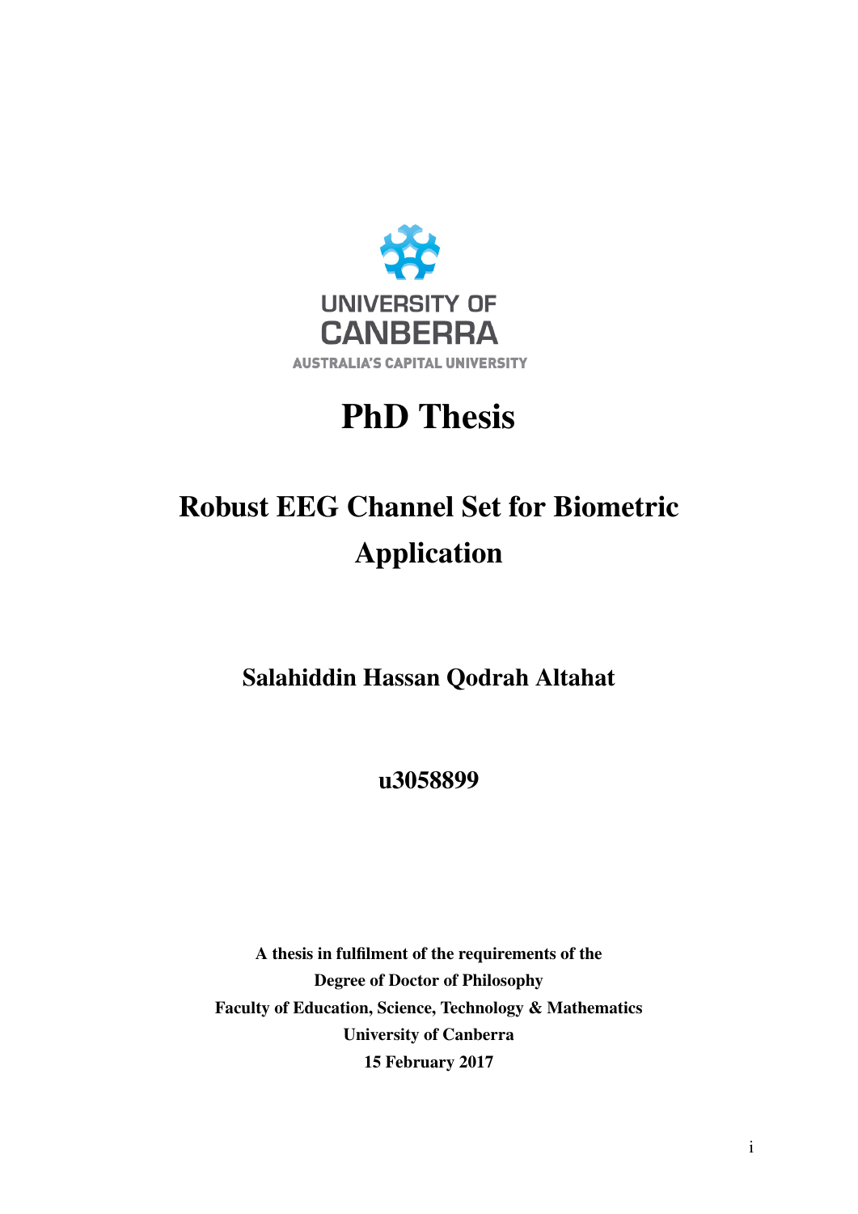UNIVERSITY OF
CANBERRA
AUSTRALIA'S CAPITAL UNIVERSITY

# PhD Thesis

## Robust EEG Channel Set for Biometric Application

### Salahiddin Hassan Qodrah Altahat

### u3058899

**A thesis in fulfilment of the requirements of the**
**Degree of Doctor of Philosophy**
**Faculty of Education, Science, Technology & Mathematics**
**University of Canberra**
**15 February 2017**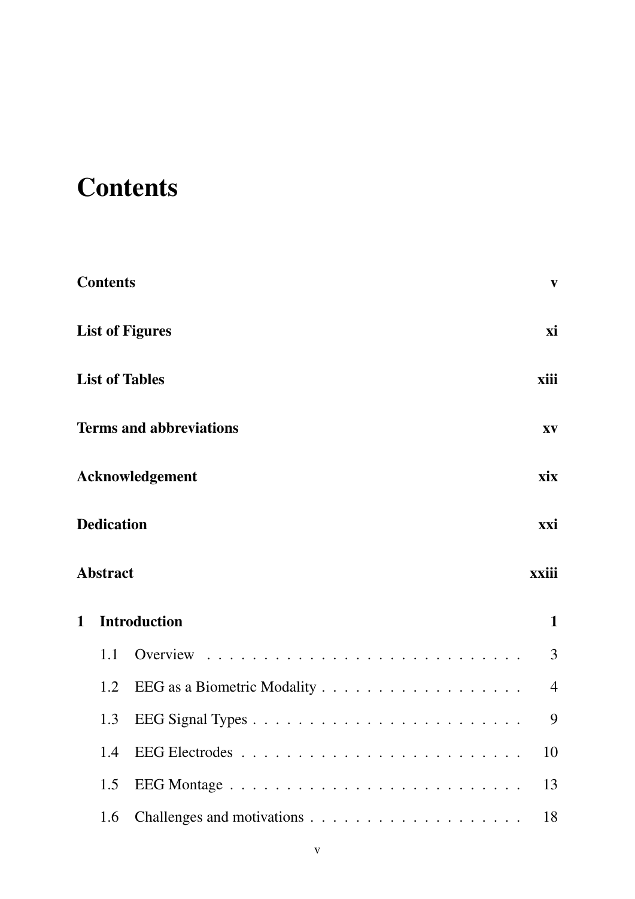# Contents

**Contents** **v**

**List of Figures** **xi**

**List of Tables** **xiii**

**Terms and abbreviations** **xv**

**Acknowledgement** **xix**

**Dedication** **xxi**

**Abstract** **xxiii**

**1 Introduction** **1**

- 1.1 Overview . . . . . . . . . . . . . . . . . . . . . . . . . . . . 3
- 1.2 EEG as a Biometric Modality . . . . . . . . . . . . . . . . . . 4
- 1.3 EEG Signal Types . . . . . . . . . . . . . . . . . . . . . . . . 9
- 1.4 EEG Electrodes . . . . . . . . . . . . . . . . . . . . . . . . . 10
- 1.5 EEG Montage . . . . . . . . . . . . . . . . . . . . . . . . . . 13
- 1.6 Challenges and motivations . . . . . . . . . . . . . . . . . . . 18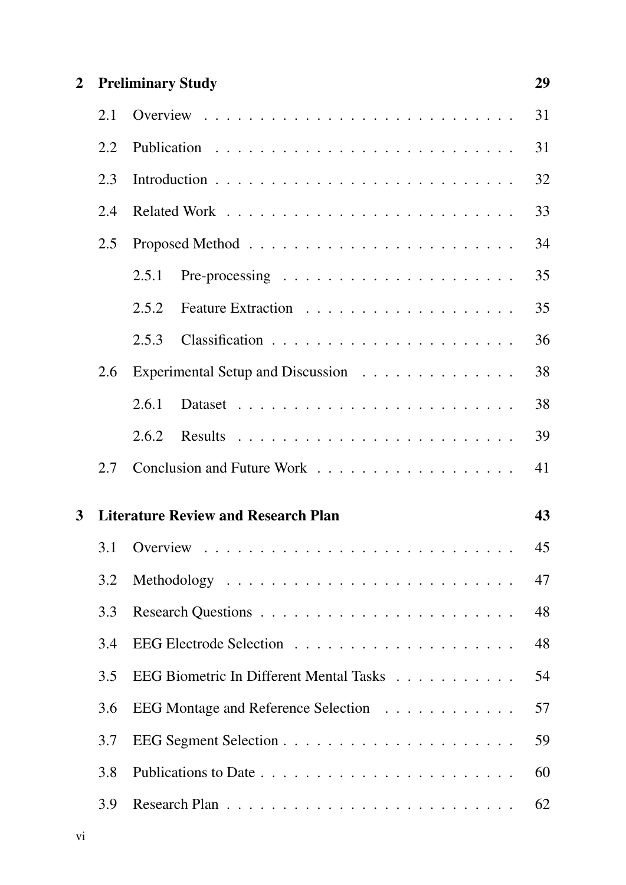**2 Preliminary Study** **29**

- 2.1 Overview . . . . . . . . . . . . . . . . . . . . . . . . . . . 31
- 2.2 Publication . . . . . . . . . . . . . . . . . . . . . . . . . . . 31
- 2.3 Introduction . . . . . . . . . . . . . . . . . . . . . . . . . . . 32
- 2.4 Related Work . . . . . . . . . . . . . . . . . . . . . . . . . . 33
- 2.5 Proposed Method . . . . . . . . . . . . . . . . . . . . . . . . 34
  - 2.5.1 Pre-processing . . . . . . . . . . . . . . . . . . . . . 35
  - 2.5.2 Feature Extraction . . . . . . . . . . . . . . . . . . . 35
  - 2.5.3 Classification . . . . . . . . . . . . . . . . . . . . . 36
- 2.6 Experimental Setup and Discussion . . . . . . . . . . . . . . 38
  - 2.6.1 Dataset . . . . . . . . . . . . . . . . . . . . . . . . . 38
  - 2.6.2 Results . . . . . . . . . . . . . . . . . . . . . . . . . 39
- 2.7 Conclusion and Future Work . . . . . . . . . . . . . . . . . . 41

**3 Literature Review and Research Plan** **43**

- 3.1 Overview . . . . . . . . . . . . . . . . . . . . . . . . . . . 45
- 3.2 Methodology . . . . . . . . . . . . . . . . . . . . . . . . . . 47
- 3.3 Research Questions . . . . . . . . . . . . . . . . . . . . . . . 48
- 3.4 EEG Electrode Selection . . . . . . . . . . . . . . . . . . . . 48
- 3.5 EEG Biometric In Different Mental Tasks . . . . . . . . . . . 54
- 3.6 EEG Montage and Reference Selection . . . . . . . . . . . . 57
- 3.7 EEG Segment Selection . . . . . . . . . . . . . . . . . . . . . 59
- 3.8 Publications to Date . . . . . . . . . . . . . . . . . . . . . . . 60
- 3.9 Research Plan . . . . . . . . . . . . . . . . . . . . . . . . . . 62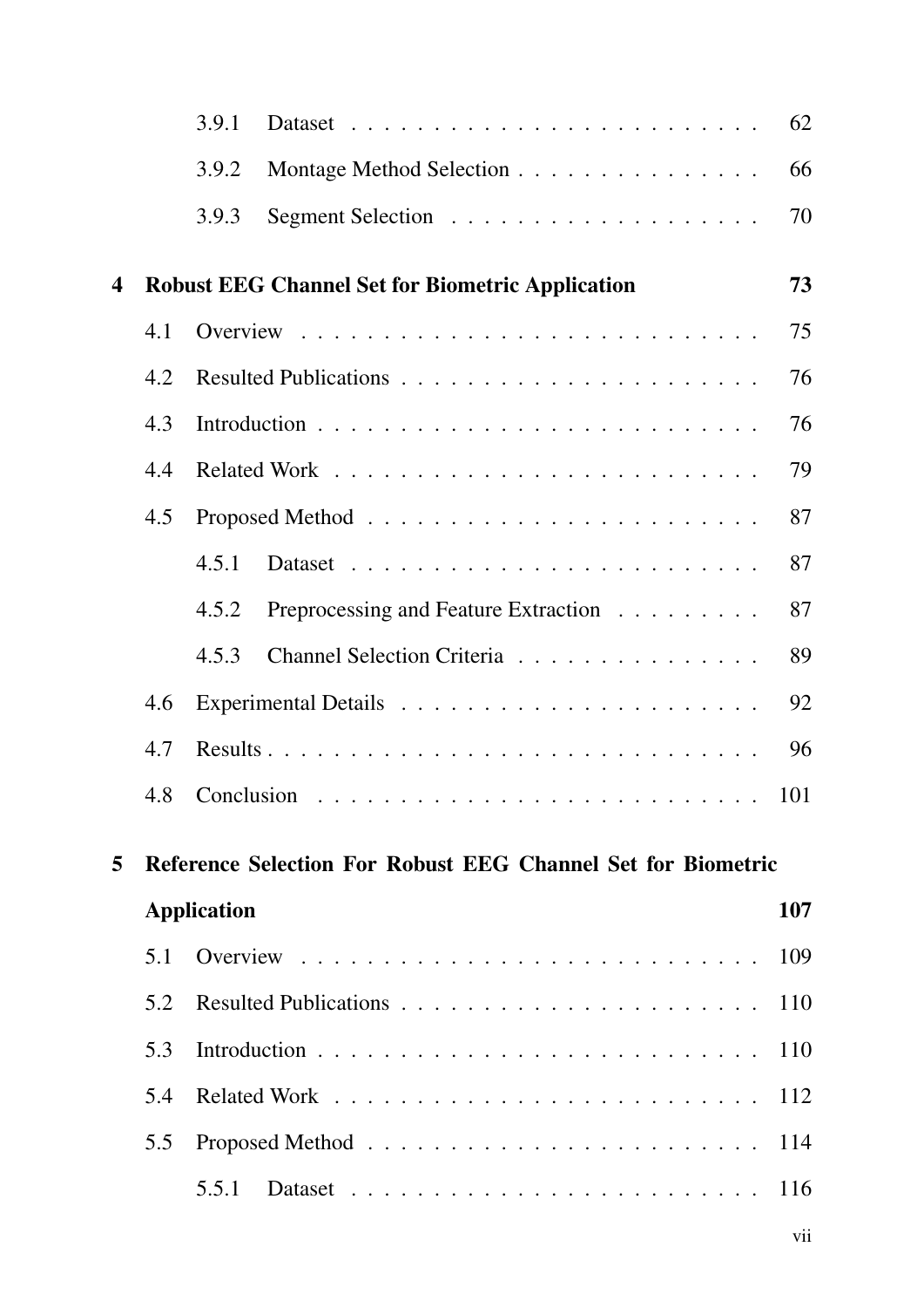3.9.1 Dataset . . . . . . . . . . . . . . . . . . . . . . . . 62

3.9.2 Montage Method Selection . . . . . . . . . . . . . . . 66

3.9.3 Segment Selection . . . . . . . . . . . . . . . . . . . 70

**4 Robust EEG Channel Set for Biometric Application 73**

4.1 Overview . . . . . . . . . . . . . . . . . . . . . . . . . . . 75

4.2 Resulted Publications . . . . . . . . . . . . . . . . . . . . . 76

4.3 Introduction . . . . . . . . . . . . . . . . . . . . . . . . . . 76

4.4 Related Work . . . . . . . . . . . . . . . . . . . . . . . . . 79

4.5 Proposed Method . . . . . . . . . . . . . . . . . . . . . . . 87

4.5.1 Dataset . . . . . . . . . . . . . . . . . . . . . . . . 87

4.5.2 Preprocessing and Feature Extraction . . . . . . . . . 87

4.5.3 Channel Selection Criteria . . . . . . . . . . . . . . . 89

4.6 Experimental Details . . . . . . . . . . . . . . . . . . . . . 92

4.7 Results . . . . . . . . . . . . . . . . . . . . . . . . . . . . 96

4.8 Conclusion . . . . . . . . . . . . . . . . . . . . . . . . . . 101

**5 Reference Selection For Robust EEG Channel Set for Biometric Application 107**

5.1 Overview . . . . . . . . . . . . . . . . . . . . . . . . . . . 109

5.2 Resulted Publications . . . . . . . . . . . . . . . . . . . . . 110

5.3 Introduction . . . . . . . . . . . . . . . . . . . . . . . . . . 110

5.4 Related Work . . . . . . . . . . . . . . . . . . . . . . . . . 112

5.5 Proposed Method . . . . . . . . . . . . . . . . . . . . . . . 114

5.5.1 Dataset . . . . . . . . . . . . . . . . . . . . . . . . 116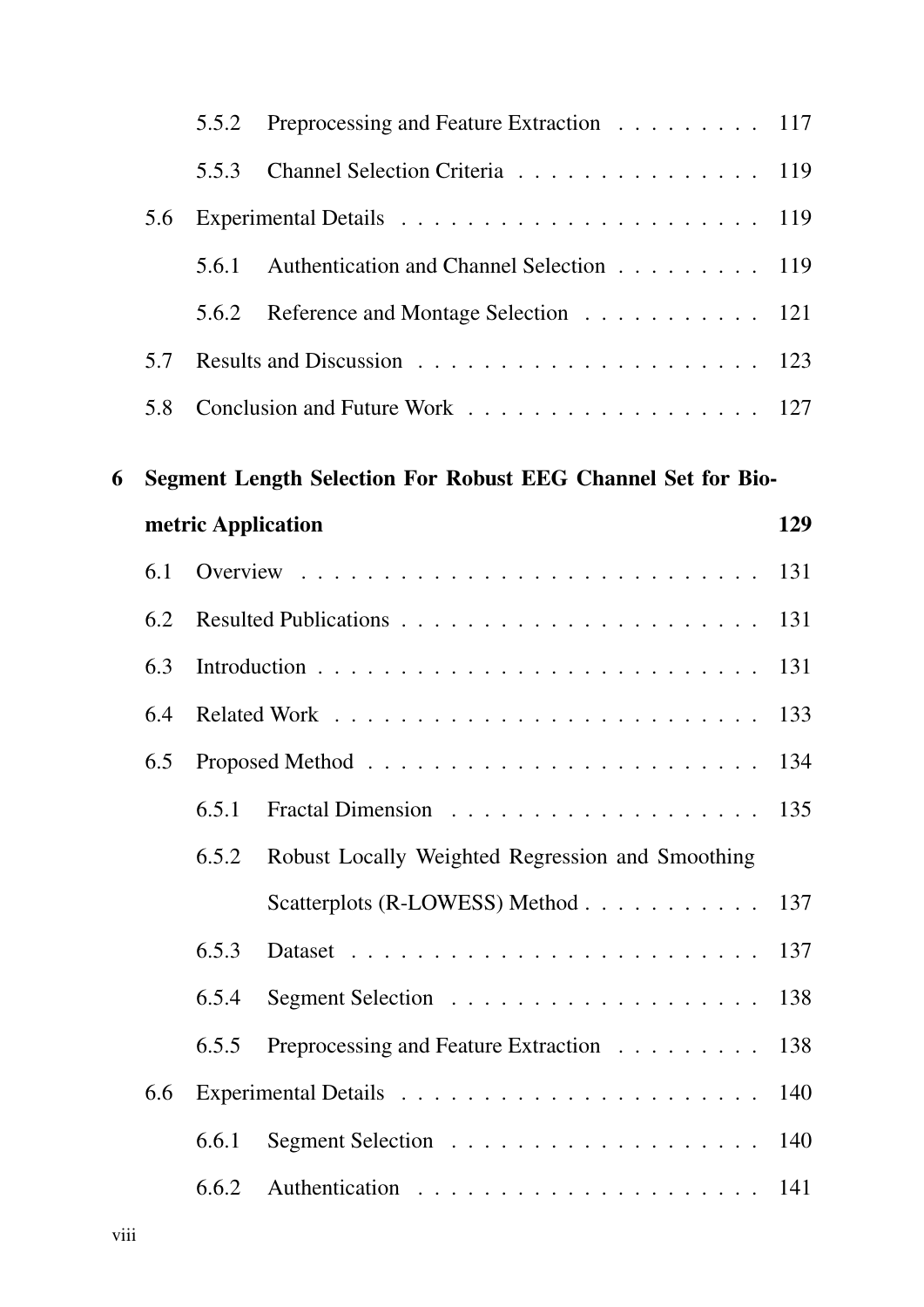5.5.2 Preprocessing and Feature Extraction . . . . . . . . . 117

5.5.3 Channel Selection Criteria . . . . . . . . . . . . . . . 119

5.6 Experimental Details . . . . . . . . . . . . . . . . . . . . . 119

5.6.1 Authentication and Channel Selection . . . . . . . . . 119

5.6.2 Reference and Montage Selection . . . . . . . . . . . 121

5.7 Results and Discussion . . . . . . . . . . . . . . . . . . . . 123

5.8 Conclusion and Future Work . . . . . . . . . . . . . . . . . 127

**6 Segment Length Selection For Robust EEG Channel Set for Biometric Application 129**

6.1 Overview . . . . . . . . . . . . . . . . . . . . . . . . . . . 131

6.2 Resulted Publications . . . . . . . . . . . . . . . . . . . . . 131

6.3 Introduction . . . . . . . . . . . . . . . . . . . . . . . . . . 131

6.4 Related Work . . . . . . . . . . . . . . . . . . . . . . . . . 133

6.5 Proposed Method . . . . . . . . . . . . . . . . . . . . . . . 134

6.5.1 Fractal Dimension . . . . . . . . . . . . . . . . . . . 135

6.5.2 Robust Locally Weighted Regression and Smoothing Scatterplots (R-LOWESS) Method . . . . . . . . . . . 137

6.5.3 Dataset . . . . . . . . . . . . . . . . . . . . . . . . . 137

6.5.4 Segment Selection . . . . . . . . . . . . . . . . . . . 138

6.5.5 Preprocessing and Feature Extraction . . . . . . . . . 138

6.6 Experimental Details . . . . . . . . . . . . . . . . . . . . . 140

6.6.1 Segment Selection . . . . . . . . . . . . . . . . . . . 140

6.6.2 Authentication . . . . . . . . . . . . . . . . . . . . . 141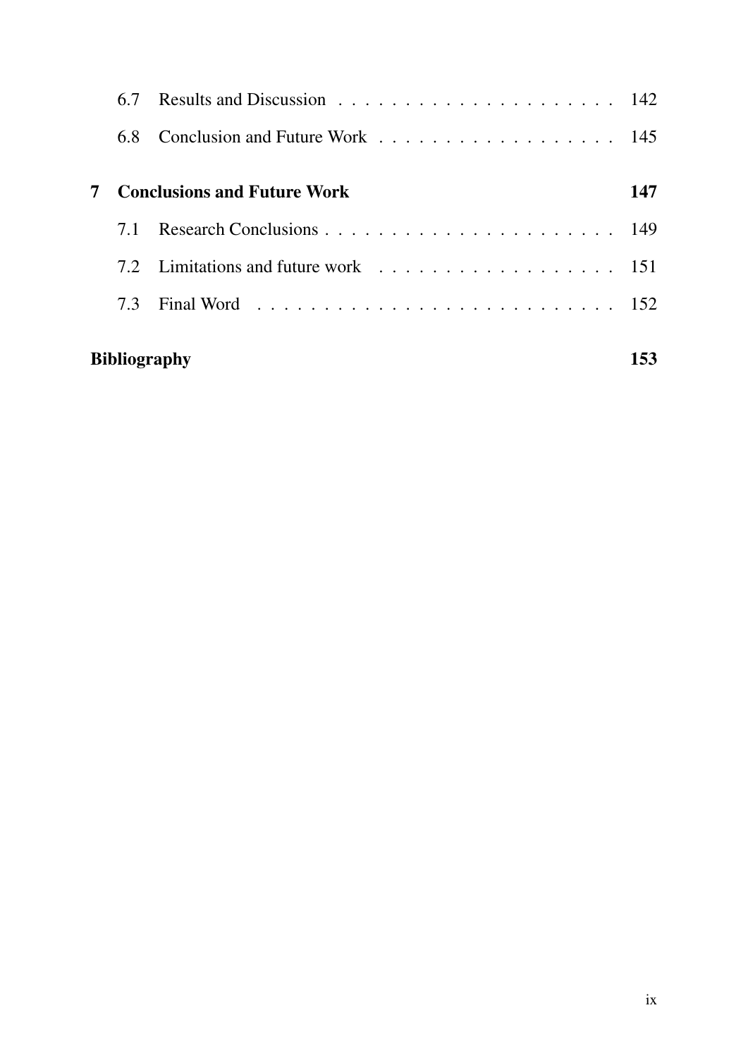6.7 Results and Discussion . . . . . . . . . . . . . . . . . . . . . 142

6.8 Conclusion and Future Work . . . . . . . . . . . . . . . . . . 145

**7 Conclusions and Future Work** **147**

7.1 Research Conclusions . . . . . . . . . . . . . . . . . . . . . . 149

7.2 Limitations and future work . . . . . . . . . . . . . . . . . . 151

7.3 Final Word . . . . . . . . . . . . . . . . . . . . . . . . . . . 152

**Bibliography** **153**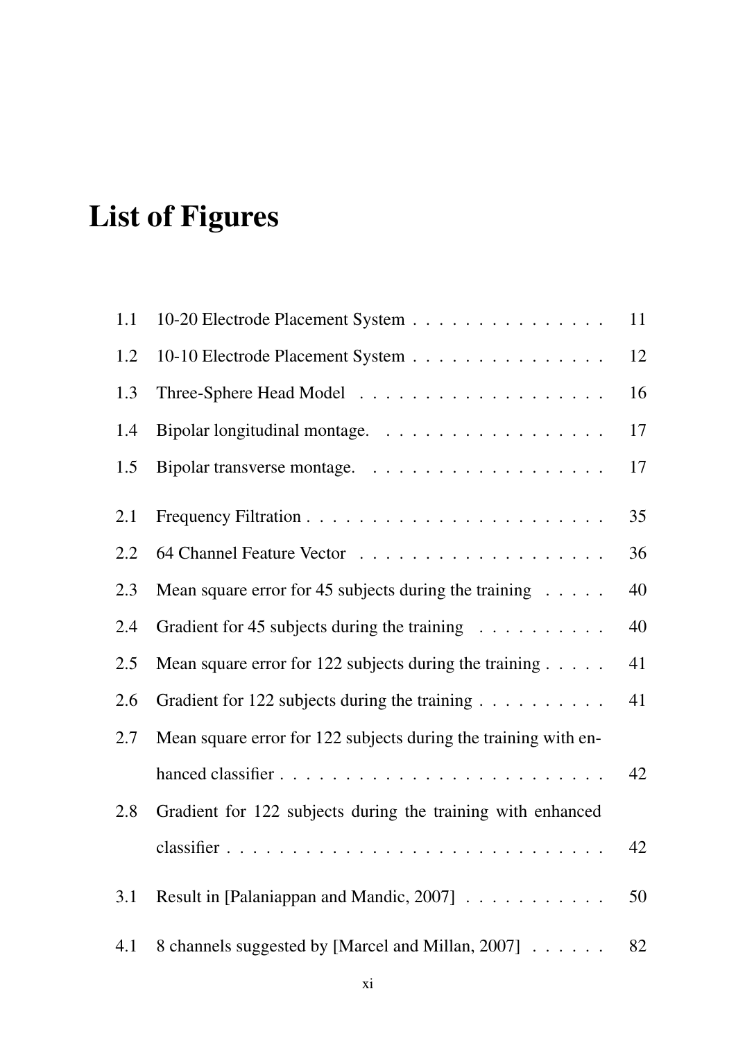# List of Figures

| | | |
|---|---|---|
| 1.1 | 10-20 Electrode Placement System | 11 |
| 1.2 | 10-10 Electrode Placement System | 12 |
| 1.3 | Three-Sphere Head Model | 16 |
| 1.4 | Bipolar longitudinal montage. | 17 |
| 1.5 | Bipolar transverse montage. | 17 |
| 2.1 | Frequency Filtration | 35 |
| 2.2 | 64 Channel Feature Vector | 36 |
| 2.3 | Mean square error for 45 subjects during the training | 40 |
| 2.4 | Gradient for 45 subjects during the training | 40 |
| 2.5 | Mean square error for 122 subjects during the training | 41 |
| 2.6 | Gradient for 122 subjects during the training | 41 |
| 2.7 | Mean square error for 122 subjects during the training with enhanced classifier | 42 |
| 2.8 | Gradient for 122 subjects during the training with enhanced classifier | 42 |
| 3.1 | Result in [Palaniappan and Mandic, 2007] | 50 |
| 4.1 | 8 channels suggested by [Marcel and Millan, 2007] | 82 |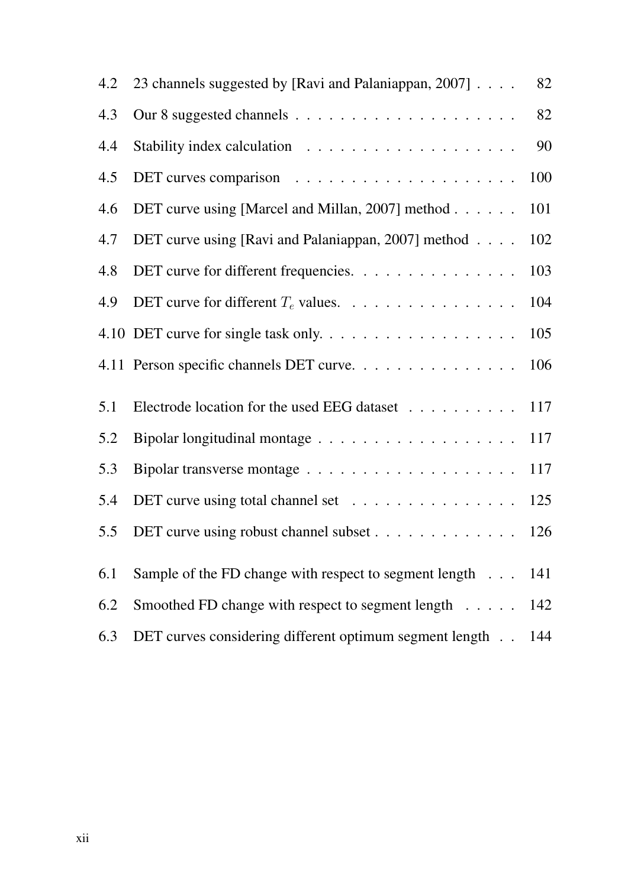| | | |
|---|---|---|
| 4.2 | 23 channels suggested by [Ravi and Palaniappan, 2007] | 82 |
| 4.3 | Our 8 suggested channels | 82 |
| 4.4 | Stability index calculation | 90 |
| 4.5 | DET curves comparison | 100 |
| 4.6 | DET curve using [Marcel and Millan, 2007] method | 101 |
| 4.7 | DET curve using [Ravi and Palaniappan, 2007] method | 102 |
| 4.8 | DET curve for different frequencies. | 103 |
| 4.9 | DET curve for different $T_e$ values. | 104 |
| 4.10 | DET curve for single task only. | 105 |
| 4.11 | Person specific channels DET curve. | 106 |
| 5.1 | Electrode location for the used EEG dataset | 117 |
| 5.2 | Bipolar longitudinal montage | 117 |
| 5.3 | Bipolar transverse montage | 117 |
| 5.4 | DET curve using total channel set | 125 |
| 5.5 | DET curve using robust channel subset | 126 |
| 6.1 | Sample of the FD change with respect to segment length | 141 |
| 6.2 | Smoothed FD change with respect to segment length | 142 |
| 6.3 | DET curves considering different optimum segment length | 144 |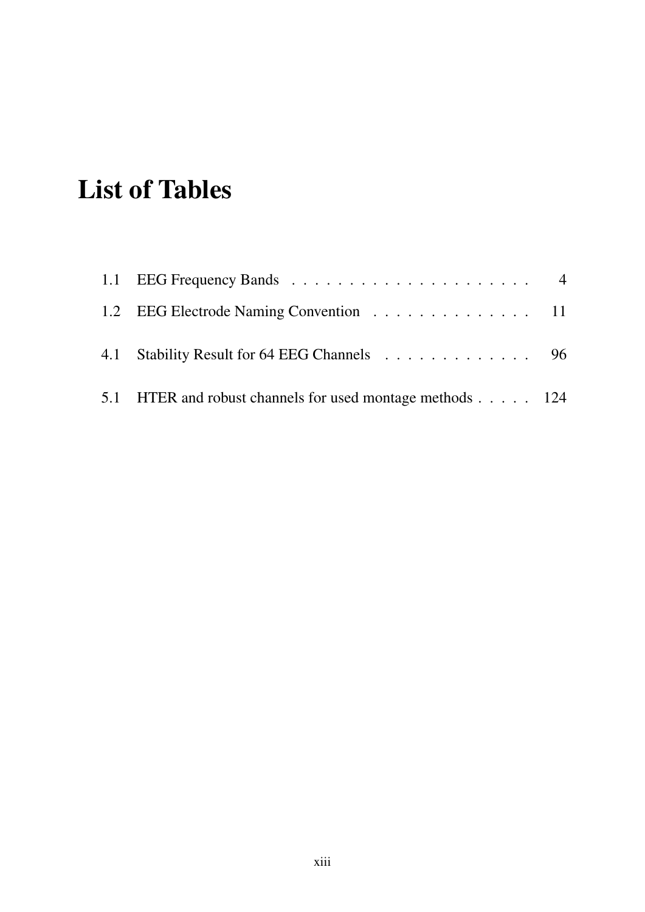# List of Tables

1.1 EEG Frequency Bands . . . . . . . . . . . . . . . . . . . . . 4

1.2 EEG Electrode Naming Convention . . . . . . . . . . . . . . 11

4.1 Stability Result for 64 EEG Channels . . . . . . . . . . . . . 96

5.1 HTER and robust channels for used montage methods . . . . . 124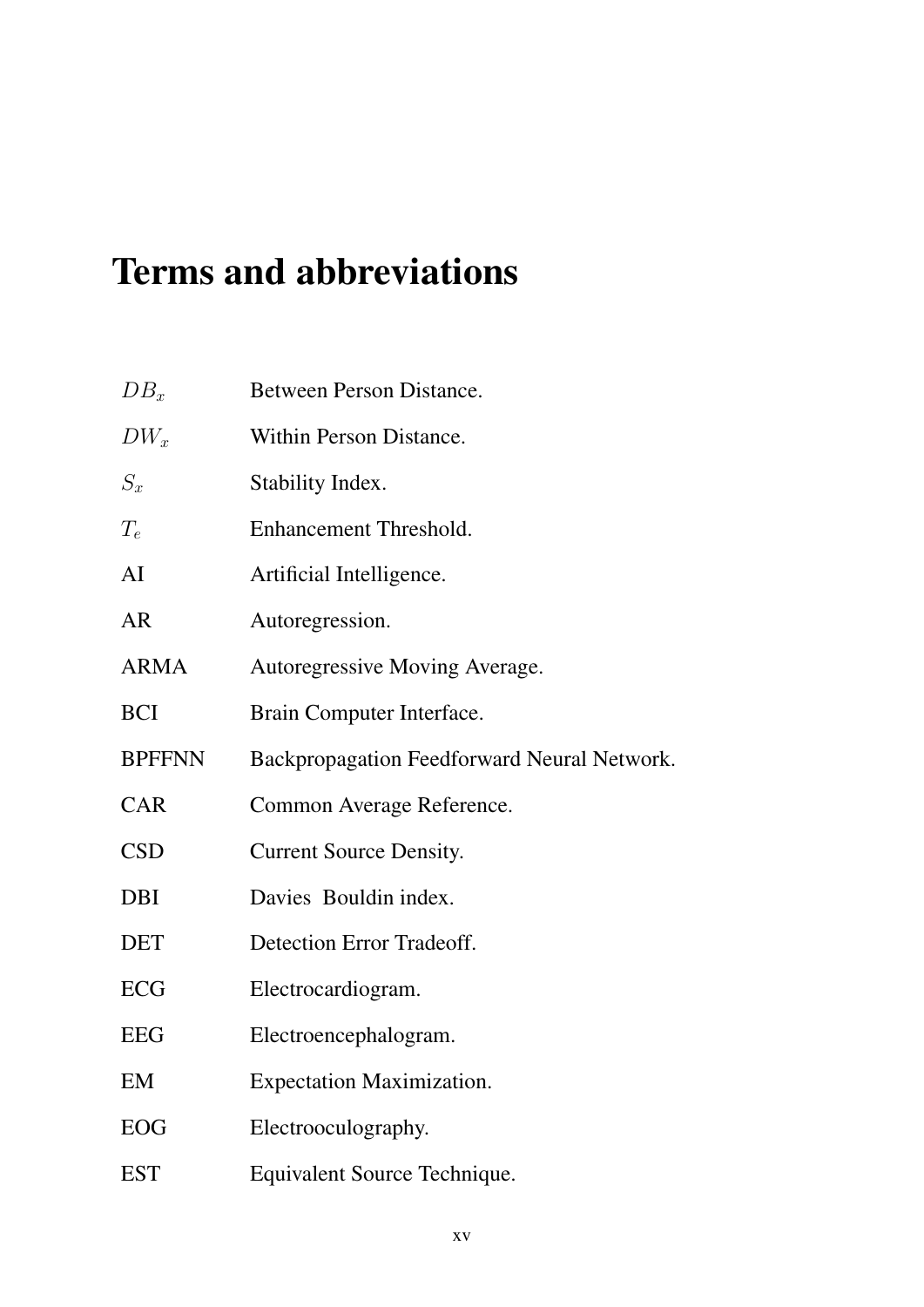# Terms and abbreviations

| | |
|---|---|
| $DB_x$ | Between Person Distance. |
| $DW_x$ | Within Person Distance. |
| $S_x$ | Stability Index. |
| $T_e$ | Enhancement Threshold. |
| AI | Artificial Intelligence. |
| AR | Autoregression. |
| ARMA | Autoregressive Moving Average. |
| BCI | Brain Computer Interface. |
| BPFFNN | Backpropagation Feedforward Neural Network. |
| CAR | Common Average Reference. |
| CSD | Current Source Density. |
| DBI | Davies Bouldin index. |
| DET | Detection Error Tradeoff. |
| ECG | Electrocardiogram. |
| EEG | Electroencephalogram. |
| EM | Expectation Maximization. |
| EOG | Electrooculography. |
| EST | Equivalent Source Technique. |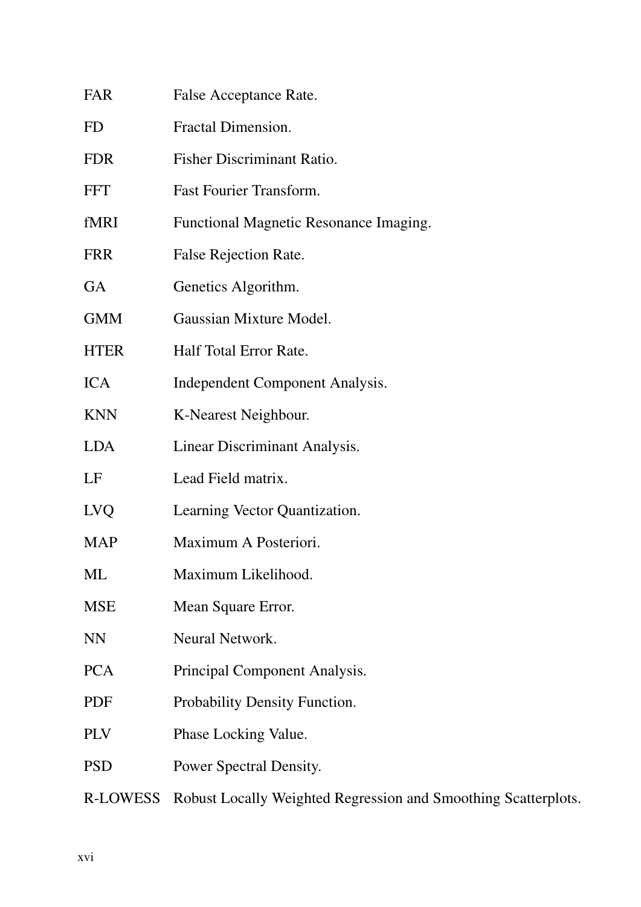| | |
|---|---|
| FAR | False Acceptance Rate. |
| FD | Fractal Dimension. |
| FDR | Fisher Discriminant Ratio. |
| FFT | Fast Fourier Transform. |
| fMRI | Functional Magnetic Resonance Imaging. |
| FRR | False Rejection Rate. |
| GA | Genetics Algorithm. |
| GMM | Gaussian Mixture Model. |
| HTER | Half Total Error Rate. |
| ICA | Independent Component Analysis. |
| KNN | K-Nearest Neighbour. |
| LDA | Linear Discriminant Analysis. |
| LF | Lead Field matrix. |
| LVQ | Learning Vector Quantization. |
| MAP | Maximum A Posteriori. |
| ML | Maximum Likelihood. |
| MSE | Mean Square Error. |
| NN | Neural Network. |
| PCA | Principal Component Analysis. |
| PDF | Probability Density Function. |
| PLV | Phase Locking Value. |
| PSD | Power Spectral Density. |
| R-LOWESS | Robust Locally Weighted Regression and Smoothing Scatterplots. |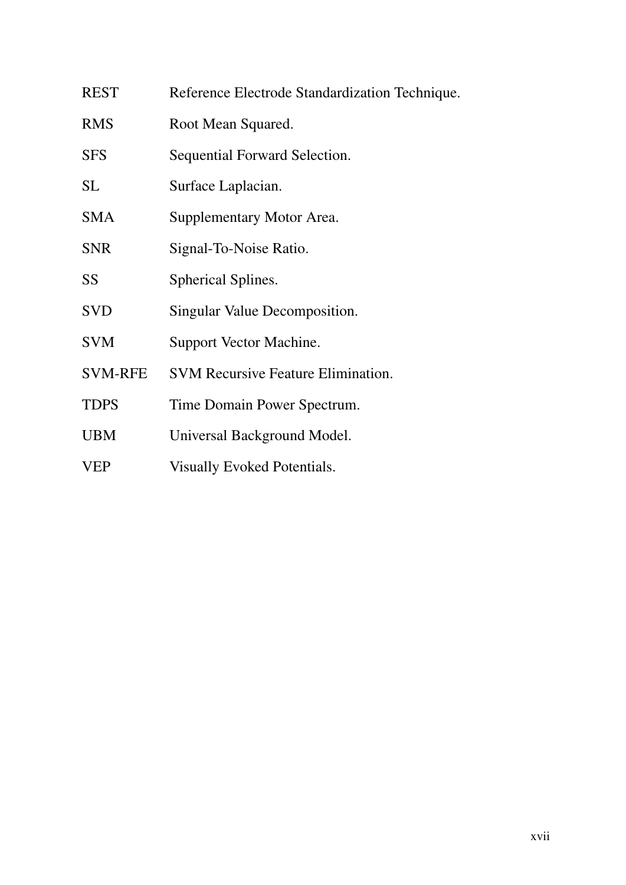| | |
|---|---|
| REST | Reference Electrode Standardization Technique. |
| RMS | Root Mean Squared. |
| SFS | Sequential Forward Selection. |
| SL | Surface Laplacian. |
| SMA | Supplementary Motor Area. |
| SNR | Signal-To-Noise Ratio. |
| SS | Spherical Splines. |
| SVD | Singular Value Decomposition. |
| SVM | Support Vector Machine. |
| SVM-RFE | SVM Recursive Feature Elimination. |
| TDPS | Time Domain Power Spectrum. |
| UBM | Universal Background Model. |
| VEP | Visually Evoked Potentials. |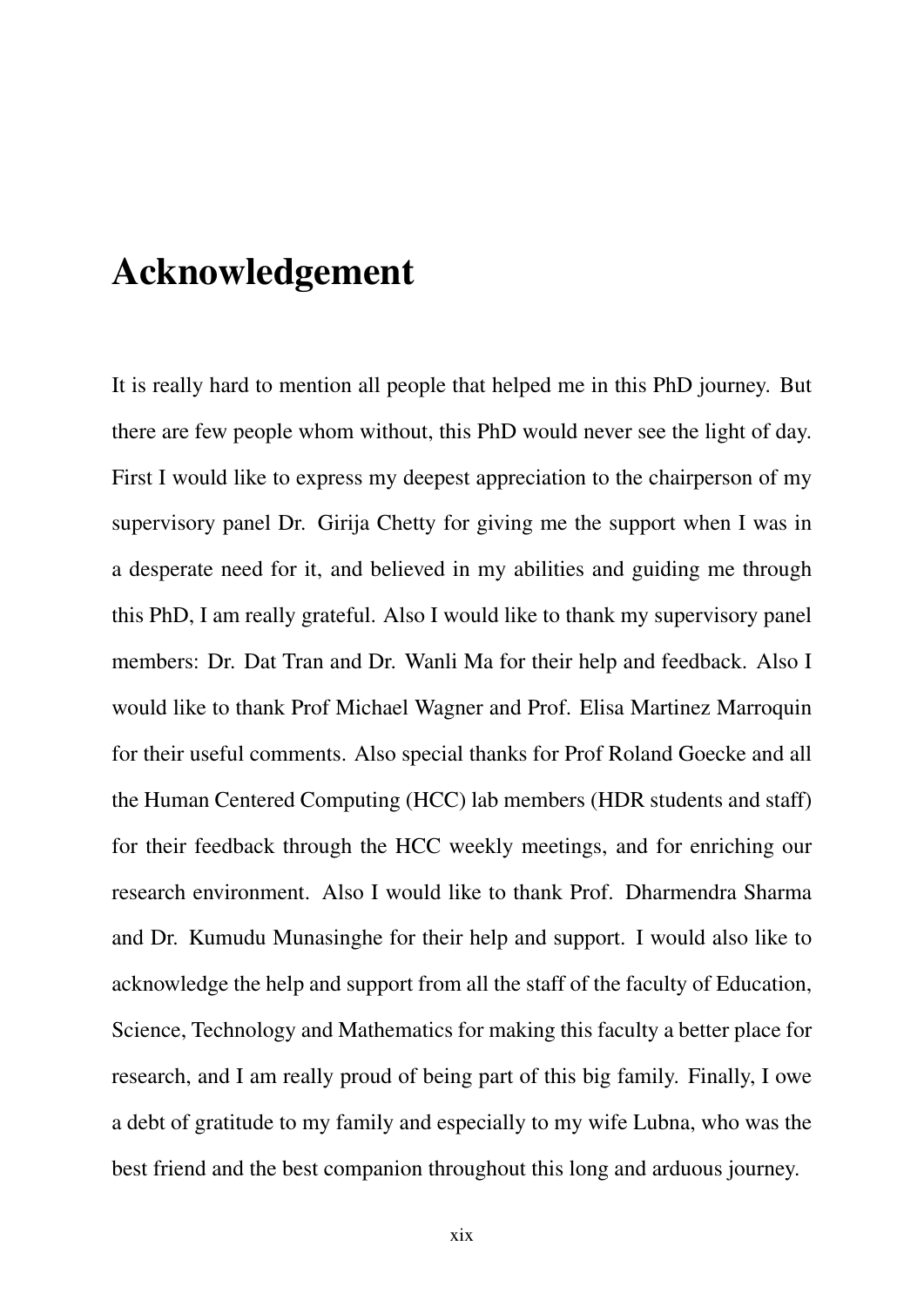# Acknowledgement

It is really hard to mention all people that helped me in this PhD journey. But there are few people whom without, this PhD would never see the light of day. First I would like to express my deepest appreciation to the chairperson of my supervisory panel Dr. Girija Chetty for giving me the support when I was in a desperate need for it, and believed in my abilities and guiding me through this PhD, I am really grateful. Also I would like to thank my supervisory panel members: Dr. Dat Tran and Dr. Wanli Ma for their help and feedback. Also I would like to thank Prof Michael Wagner and Prof. Elisa Martinez Marroquin for their useful comments. Also special thanks for Prof Roland Goecke and all the Human Centered Computing (HCC) lab members (HDR students and staff) for their feedback through the HCC weekly meetings, and for enriching our research environment. Also I would like to thank Prof. Dharmendra Sharma and Dr. Kumudu Munasinghe for their help and support. I would also like to acknowledge the help and support from all the staff of the faculty of Education, Science, Technology and Mathematics for making this faculty a better place for research, and I am really proud of being part of this big family. Finally, I owe a debt of gratitude to my family and especially to my wife Lubna, who was the best friend and the best companion throughout this long and arduous journey.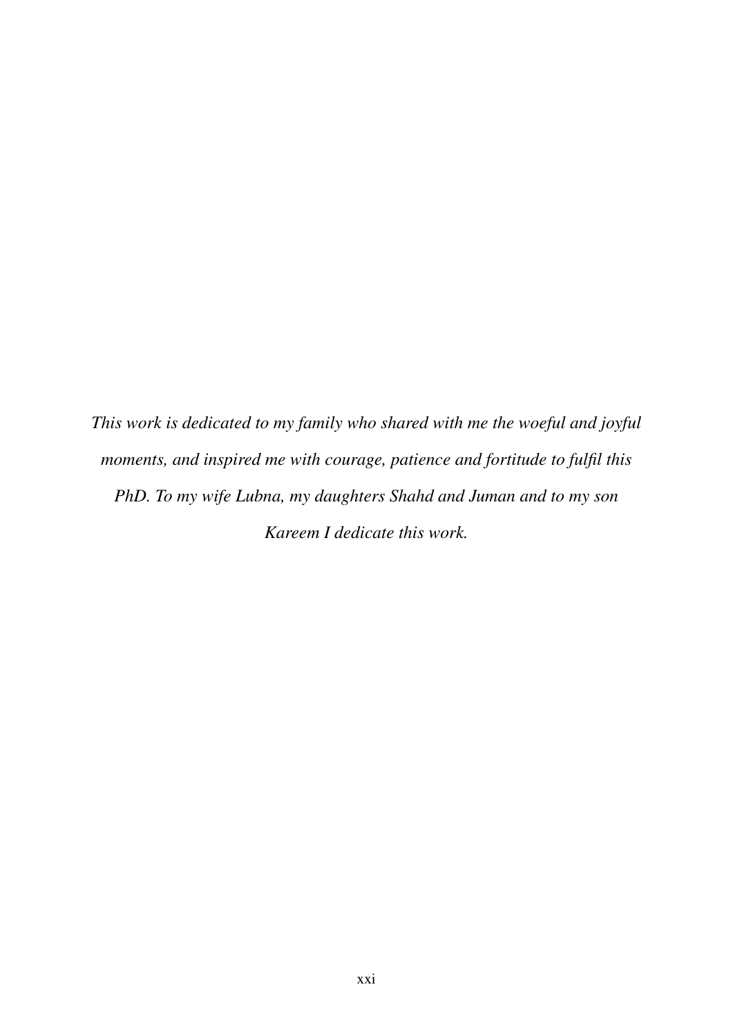*This work is dedicated to my family who shared with me the woeful and joyful moments, and inspired me with courage, patience and fortitude to fulfil this PhD. To my wife Lubna, my daughters Shahd and Juman and to my son Kareem I dedicate this work.*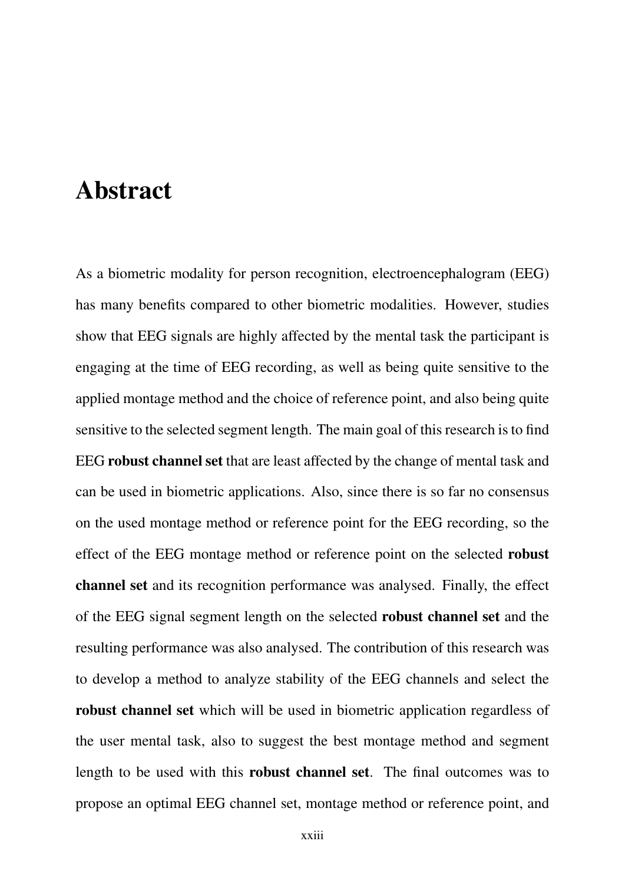# Abstract

As a biometric modality for person recognition, electroencephalogram (EEG) has many benefits compared to other biometric modalities. However, studies show that EEG signals are highly affected by the mental task the participant is engaging at the time of EEG recording, as well as being quite sensitive to the applied montage method and the choice of reference point, and also being quite sensitive to the selected segment length. The main goal of this research is to find EEG **robust channel set** that are least affected by the change of mental task and can be used in biometric applications. Also, since there is so far no consensus on the used montage method or reference point for the EEG recording, so the effect of the EEG montage method or reference point on the selected **robust channel set** and its recognition performance was analysed. Finally, the effect of the EEG signal segment length on the selected **robust channel set** and the resulting performance was also analysed. The contribution of this research was to develop a method to analyze stability of the EEG channels and select the **robust channel set** which will be used in biometric application regardless of the user mental task, also to suggest the best montage method and segment length to be used with this **robust channel set**. The final outcomes was to propose an optimal EEG channel set, montage method or reference point, and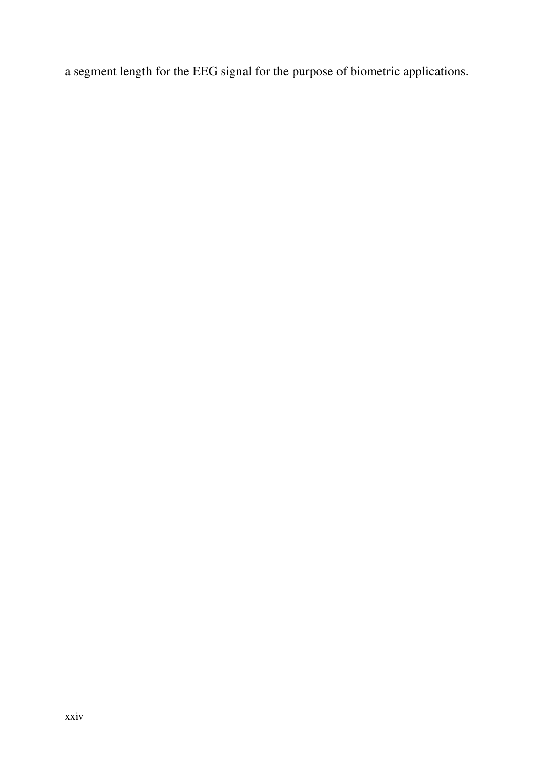a segment length for the EEG signal for the purpose of biometric applications.